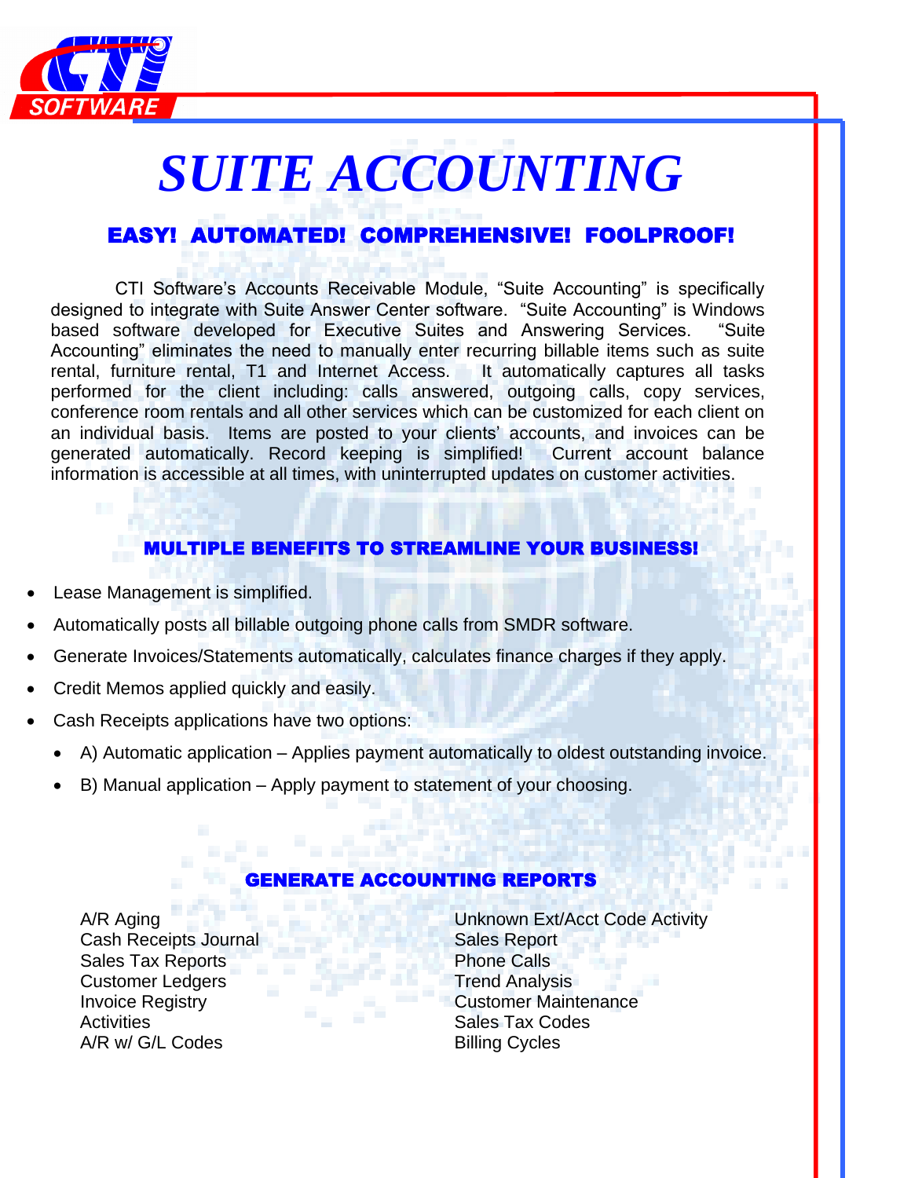CTI SOFTWARE

# SUITE ACCOUNTING

## EASY! AUTOMATED! COMPREHENSIVE! FOOLPROOF!

CTI Software's Accounts Receivable Module, "Suite Accounting" is specifically designed to integrate with Suite Answer Center software. "Suite Accounting" is Windows based software developed for Executive Suites and Answering Services. "Suite Accounting" eliminates the need to manually enter recurring billable items such as suite rental, furniture rental, T1 and Internet Access. It automatically captures all tasks performed for the client including: calls answered, outgoing calls, copy services, conference room rentals and all other services which can be customized for each client on an individual basis. Items are posted to your clients' accounts, and invoices can be generated automatically. Record keeping is simplified! Current account balance information is accessible at all times, with uninterrupted updates on customer activities.

## MULTIPLE BENEFITS TO STREAMLINE YOUR BUSINESS!

- Lease Management is simplified.
- Automatically posts all billable outgoing phone calls from SMDR software.
- Generate Invoices/Statements automatically, calculates finance charges if they apply.
- Credit Memos applied quickly and easily.
- Cash Receipts applications have two options:
  - A) Automatic application – Applies payment automatically to oldest outstanding invoice.
  - B) Manual application – Apply payment to statement of your choosing.

## GENERATE ACCOUNTING REPORTS

A/R Aging
Cash Receipts Journal
Sales Tax Reports
Customer Ledgers
Invoice Registry
Activities
A/R w/ G/L Codes
Unknown Ext/Acct Code Activity
Sales Report
Phone Calls
Trend Analysis
Customer Maintenance
Sales Tax Codes
Billing Cycles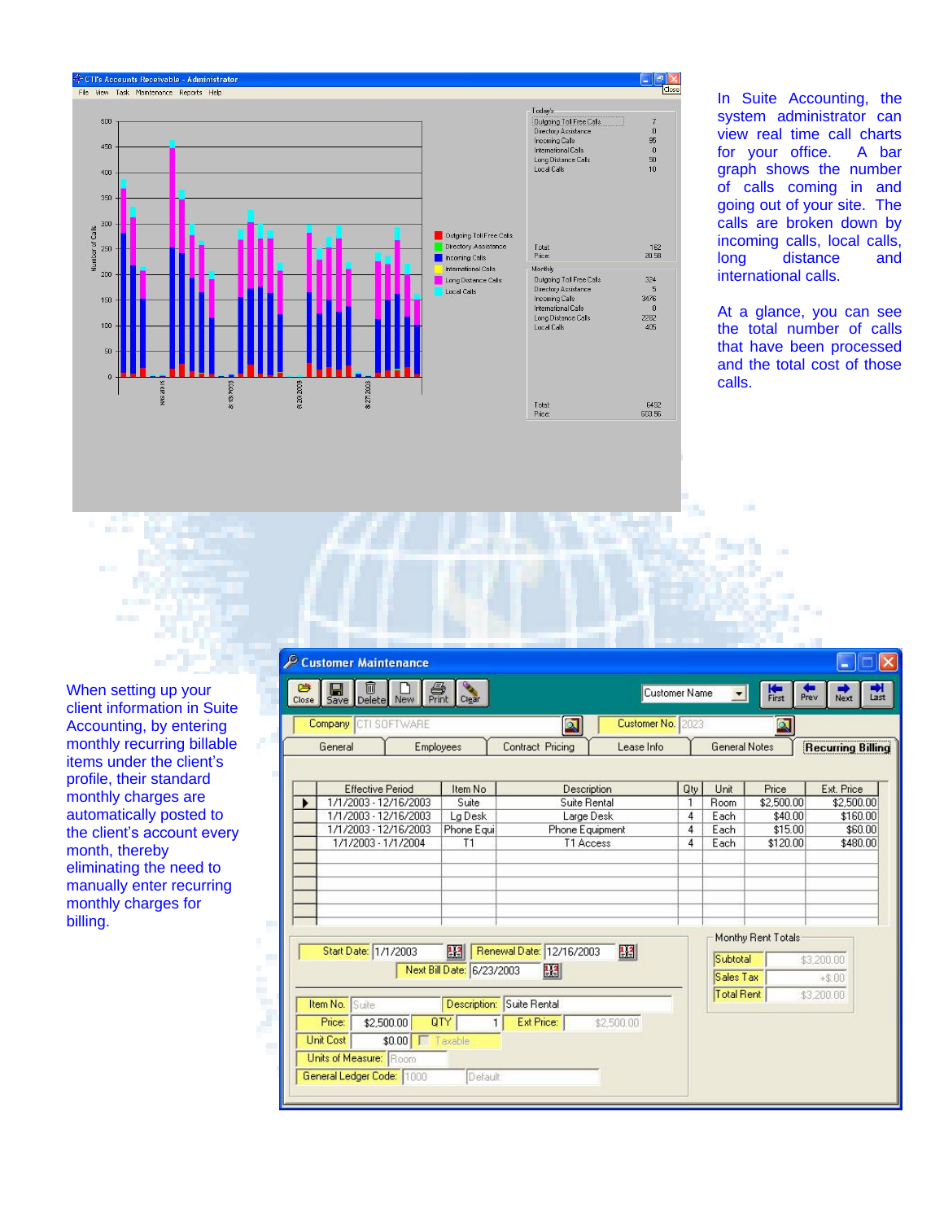In Suite Accounting, the system administrator can view real time call charts for your office. A bar graph shows the number of calls coming in and going out of your site. The calls are broken down by incoming calls, local calls, long distance and international calls.

At a glance, you can see the total number of calls that have been processed and the total cost of those calls.

When setting up your client information in Suite Accounting, by entering monthly recurring billable items under the client's profile, their standard monthly charges are automatically posted to the client's account every month, thereby eliminating the need to manually enter recurring monthly charges for billing.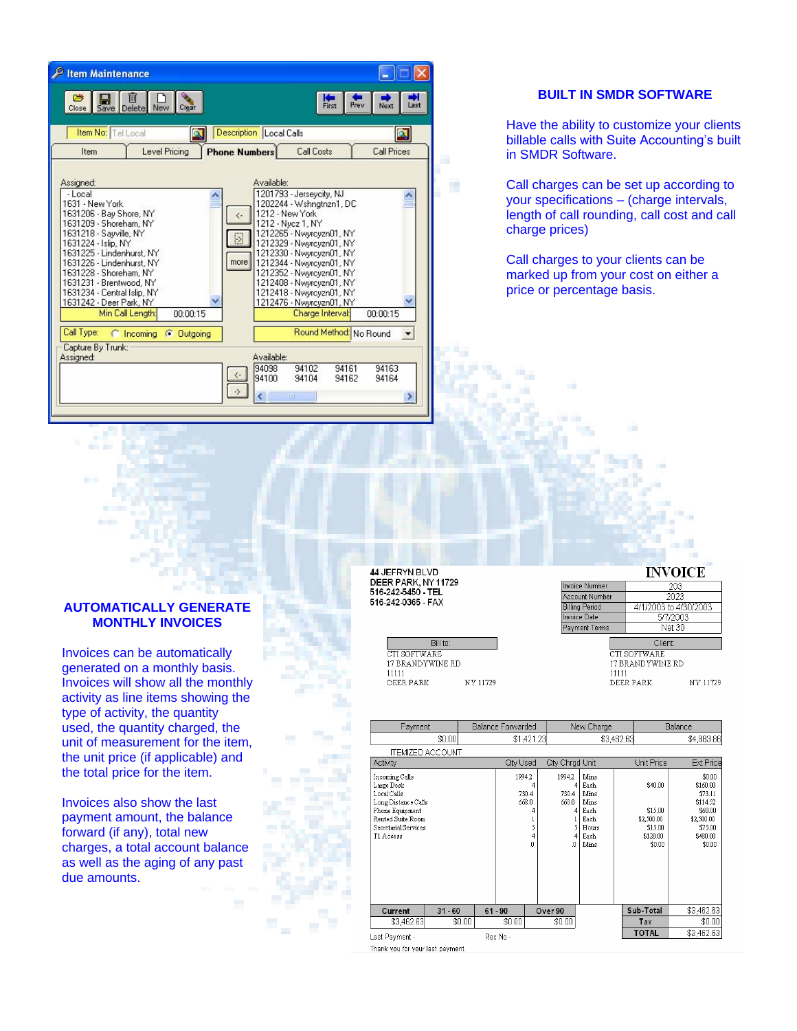Item Maintenance

Close | Save | Delete | New | Clear | First | Prev | Next | Last

Item No: Tel Local | Description: Local Calls

Item | Level Pricing | Phone Numbers | Call Costs | Call Prices

Assigned:
- Local
1631 - New York
1631206 - Bay Shore, NY
1631209 - Shoreham, NY
1631218 - Sayville, NY
1631224 - Islip, NY
1631225 - Lindenhurst, NY
1631226 - Lindenhurst, NY
1631228 - Shoreham, NY
1631231 - Brentwood, NY
1631234 - Central Islip, NY
1631242 - Deer Park, NY

Min Call Length: 00:00:15

Available:
1201793 - Jerseycity, NJ
1202244 - Wshngtnzn1, DC
1212 - New York
1212 - Nycz 1, NY
1212265 - Nwyrcyzn01, NY
1212329 - Nwyrcyzn01, NY
1212330 - Nwyrcyzn01, NY
1212344 - Nwyrcyzn01, NY
1212352 - Nwyrcyzn01, NY
1212408 - Nwyrcyzn01, NY
1212418 - Nwyrcyzn01, NY
1212476 - Nwyrcyzn01, NY

Charge Interval: 00:00:15

Call Type: Incoming / Outgoing

Round Method: No Round

Capture By Trunk:
Assigned:

Available:
94098 94102 94161 94163
94100 94104 94162 94164

## BUILT IN SMDR SOFTWARE

Have the ability to customize your clients billable calls with Suite Accounting's built in SMDR Software.

Call charges can be set up according to your specifications – (charge intervals, length of call rounding, call cost and call charge prices)

Call charges to your clients can be marked up from your cost on either a percentage or price basis.

## AUTOMATICALLY GENERATE MONTHLY INVOICES

Invoices can be automatically generated on a monthly basis. Invoices will show all the monthly activity as line items showing the type of activity, the quantity used, the quantity charged, the unit of measurement for the item, the unit price (if applicable) and the total price for the item.

Invoices also show the last payment amount, the balance forward (if any), total new charges, a total account balance as well as the aging of past due amounts.

44 JEFRYN BLVD
DEER PARK, NY 11729
516-242-5450 - TEL
516-242-0365 - FAX

**INVOICE**

| | |
|---|---|
| Invoice Number | 203 |
| Account Number | 2023 |
| Billing Period | 4/1/2003 to 4/30/2003 |
| Invoice Date | 5/7/2003 |
| Payment Terms | Net 30 |

Bill to:
CTI SOFTWARE
17 BRANDYWINE RD
11111
DEER PARK NY 11729

Client:
CTI SOFTWARE
17 BRANDYWINE RD
11111
DEER PARK NY 11729

| Payment | Balance Forwarded | New Charge | Balance |
|---|---|---|---|
| $0.00 | $1,421.23 | $3,462.63 | $4,883.86 |

ITEMIZED ACCOUNT

| Activity | Qty Used | Qty Chrgd | Unit | Unit Price | Ext Price |
|---|---|---|---|---|---|
| Incoming Calls | 1994.2 | 1994.2 | Mins | | $0.00 |
| Large Desk | 4 | 4 | Each | $40.00 | $160.00 |
| Local Calls | 730.4 | 730.4 | Mins | | $73.11 |
| Long Distance Calls | 668.0 | 668.0 | Mins | | $114.52 |
| Phone Equipment | 4 | 4 | Each | $15.00 | $60.00 |
| Rented Suite Room | 1 | 1 | Each | $2,300.00 | $2,300.00 |
| Secretarial Services | 5 | 5 | Hours | $15.00 | $75.00 |
| T1 Access | 4 | 4 | Each | $120.00 | $480.00 |
| | 0 | .0 | Mins | $0.00 | $0.00 |

| Current | 31 - 60 | 61 - 90 | Over 90 |
|---|---|---|---|
| $3,462.63 | $0.00 | $0.00 | $0.00 |

| | |
|---|---|
| Sub-Total | $3,462.63 |
| Tax | $0.00 |
| TOTAL | $3,462.63 |

Last Payment - Rec No -

Thank you for your last payment.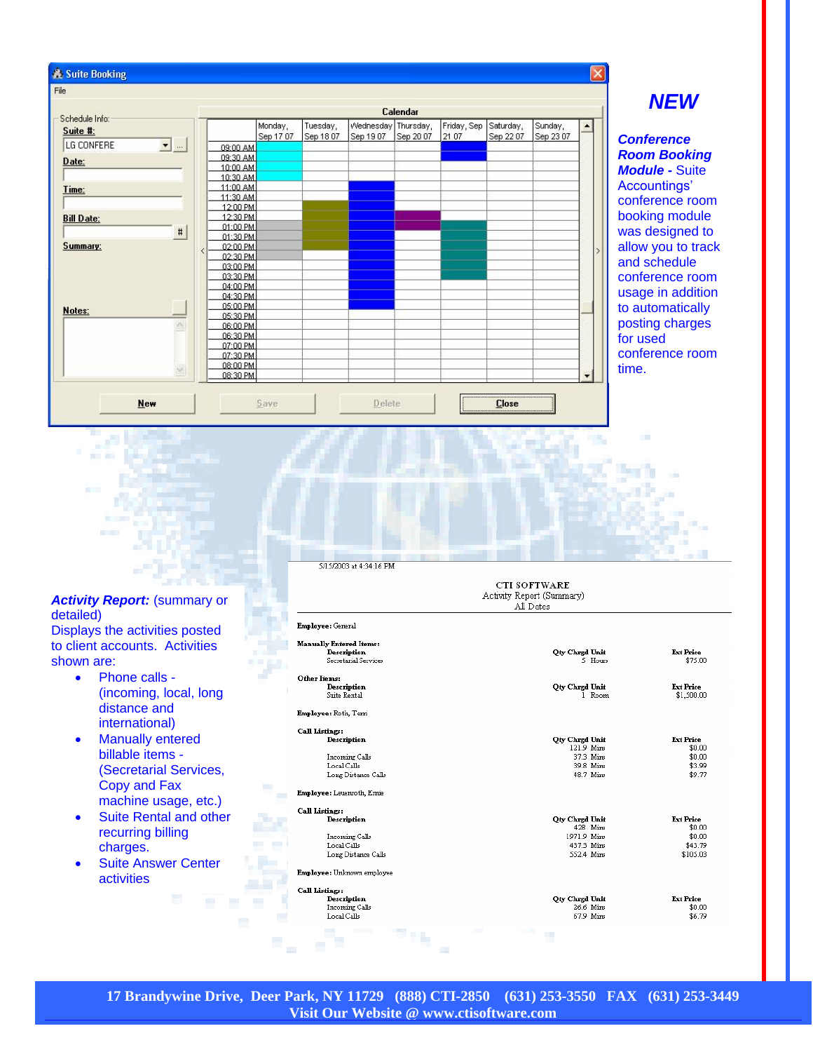## *NEW*

***Conference Room Booking Module*** - Suite Accountings' conference room booking module was designed to allow you to track and schedule conference room usage in addition to automatically posting charges for used conference room time.

***Activity Report:*** (summary or detailed)
Displays the activities posted to client accounts. Activities shown are:

- Phone calls - (incoming, local, long distance and international)
- Manually entered billable items - (Secretarial Services, Copy and Fax machine usage, etc.)
- Suite Rental and other recurring billing charges.
- Suite Answer Center activities

5/15/2003 at 4:34:16 PM

CTI SOFTWARE
Activity Report (Summary)
All Dates

**Employee:** General

**Manually Entered Items:**

| Description | Qty Chrgd | Unit | Ext Price |
|---|---|---|---|
| Secretarial Services | 5 | Hours | $75.00 |

**Other Items:**

| Description | Qty Chrgd | Unit | Ext Price |
|---|---|---|---|
| Suite Rental | 1 | Room | $1,500.00 |

**Employee:** Roth, Terri

**Call Listings:**

| Description | Qty Chrgd | Unit | Ext Price |
|---|---|---|---|
| | 121.9 | Mins | $0.00 |
| Incoming Calls | 37.3 | Mins | $0.00 |
| Local Calls | 39.8 | Mins | $3.99 |
| Long Distance Calls | 48.7 | Mins | $9.77 |

**Employee:** Leuenroth, Ernie

**Call Listings:**

| Description | Qty Chrgd | Unit | Ext Price |
|---|---|---|---|
| | 428 | Mins | $0.00 |
| Incoming Calls | 1971.9 | Mins | $0.00 |
| Local Calls | 437.3 | Mins | $43.79 |
| Long Distance Calls | 552.4 | Mins | $105.03 |

**Employee:** Unknown employee

**Call Listings:**

| Description | Qty Chrgd | Unit | Ext Price |
|---|---|---|---|
| Incoming Calls | 26.6 | Mins | $0.00 |
| Local Calls | 67.9 | Mins | $6.79 |

**17 Brandywine Drive, Deer Park, NY 11729 (888) CTI-2850 (631) 253-3550 FAX (631) 253-3449**
**Visit Our Website @ www.ctisoftware.com**